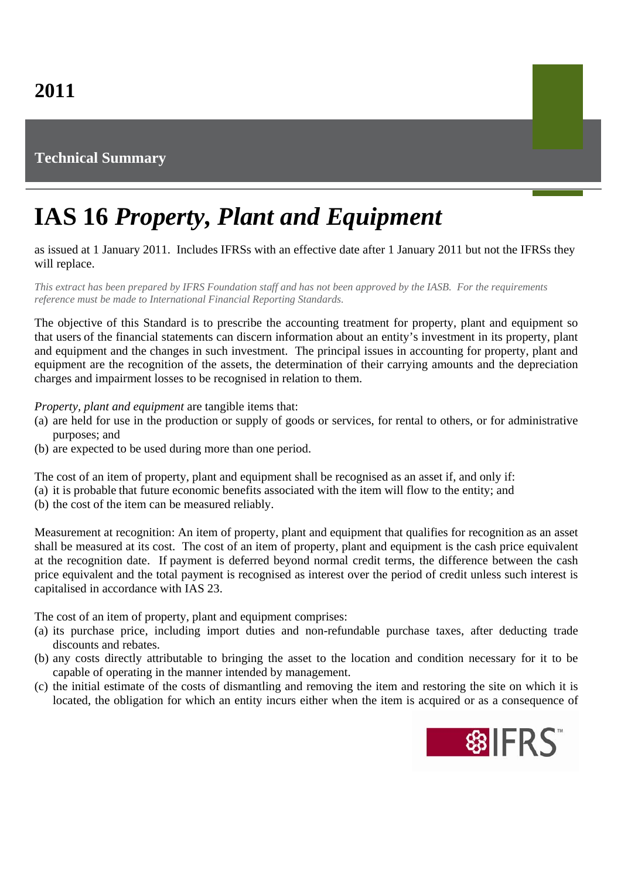# 2011

## Technical Summary

# IAS 16 *Property, Plant and Equipment*

as issued at 1 January 2011. Includes IFRSs with an effective date after 1 January 2011 but not the IFRSs they will replace.

*This extract has been prepared by IFRS Foundation staff and has not been approved by the IASB. For the requirements reference must be made to International Financial Reporting Standards.*

The objective of this Standard is to prescribe the accounting treatment for property, plant and equipment so that users of the financial statements can discern information about an entity's investment in its property, plant and equipment and the changes in such investment. The principal issues in accounting for property, plant and equipment are the recognition of the assets, the determination of their carrying amounts and the depreciation charges and impairment losses to be recognised in relation to them.

*Property, plant and equipment* are tangible items that:

(a) are held for use in the production or supply of goods or services, for rental to others, or for administrative purposes; and

(b) are expected to be used during more than one period.

The cost of an item of property, plant and equipment shall be recognised as an asset if, and only if:

(a) it is probable that future economic benefits associated with the item will flow to the entity; and

(b) the cost of the item can be measured reliably.

Measurement at recognition: An item of property, plant and equipment that qualifies for recognition as an asset shall be measured at its cost. The cost of an item of property, plant and equipment is the cash price equivalent at the recognition date. If payment is deferred beyond normal credit terms, the difference between the cash price equivalent and the total payment is recognised as interest over the period of credit unless such interest is capitalised in accordance with IAS 23.

The cost of an item of property, plant and equipment comprises:

(a) its purchase price, including import duties and non-refundable purchase taxes, after deducting trade discounts and rebates.

(b) any costs directly attributable to bringing the asset to the location and condition necessary for it to be capable of operating in the manner intended by management.

(c) the initial estimate of the costs of dismantling and removing the item and restoring the site on which it is located, the obligation for which an entity incurs either when the item is acquired or as a consequence of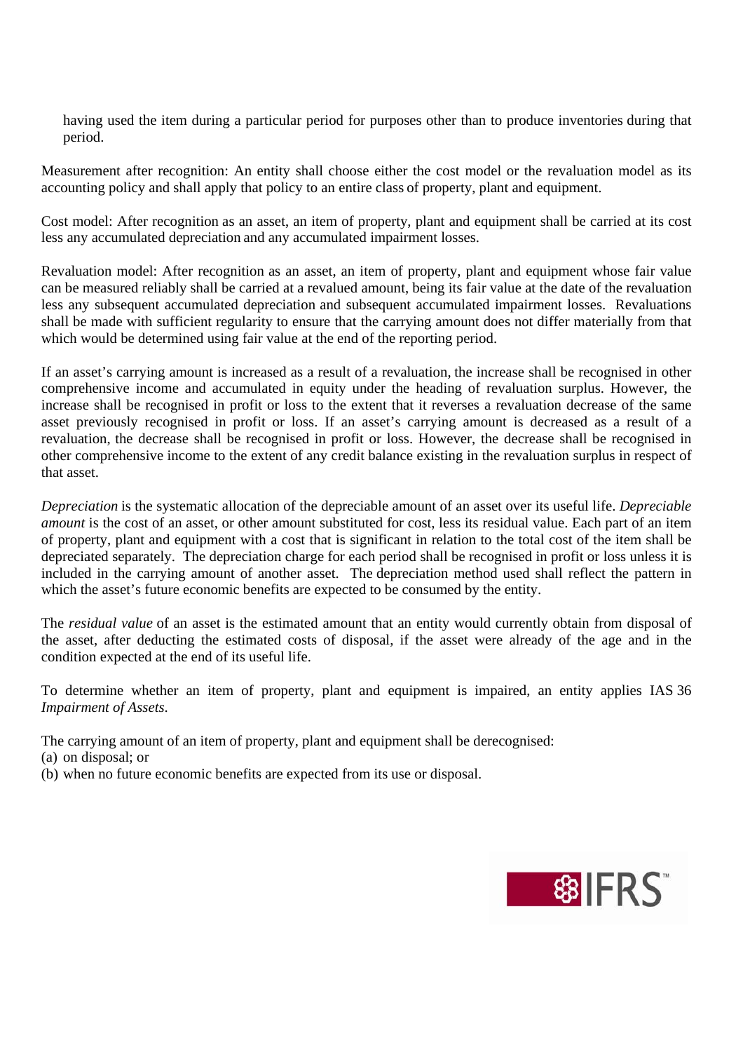having used the item during a particular period for purposes other than to produce inventories during that period.

Measurement after recognition: An entity shall choose either the cost model or the revaluation model as its accounting policy and shall apply that policy to an entire class of property, plant and equipment.

Cost model: After recognition as an asset, an item of property, plant and equipment shall be carried at its cost less any accumulated depreciation and any accumulated impairment losses.

Revaluation model: After recognition as an asset, an item of property, plant and equipment whose fair value can be measured reliably shall be carried at a revalued amount, being its fair value at the date of the revaluation less any subsequent accumulated depreciation and subsequent accumulated impairment losses. Revaluations shall be made with sufficient regularity to ensure that the carrying amount does not differ materially from that which would be determined using fair value at the end of the reporting period.

If an asset's carrying amount is increased as a result of a revaluation, the increase shall be recognised in other comprehensive income and accumulated in equity under the heading of revaluation surplus. However, the increase shall be recognised in profit or loss to the extent that it reverses a revaluation decrease of the same asset previously recognised in profit or loss. If an asset's carrying amount is decreased as a result of a revaluation, the decrease shall be recognised in profit or loss. However, the decrease shall be recognised in other comprehensive income to the extent of any credit balance existing in the revaluation surplus in respect of that asset.

*Depreciation* is the systematic allocation of the depreciable amount of an asset over its useful life. *Depreciable amount* is the cost of an asset, or other amount substituted for cost, less its residual value. Each part of an item of property, plant and equipment with a cost that is significant in relation to the total cost of the item shall be depreciated separately. The depreciation charge for each period shall be recognised in profit or loss unless it is included in the carrying amount of another asset. The depreciation method used shall reflect the pattern in which the asset's future economic benefits are expected to be consumed by the entity.

The *residual value* of an asset is the estimated amount that an entity would currently obtain from disposal of the asset, after deducting the estimated costs of disposal, if the asset were already of the age and in the condition expected at the end of its useful life.

To determine whether an item of property, plant and equipment is impaired, an entity applies IAS 36 *Impairment of Assets*.

The carrying amount of an item of property, plant and equipment shall be derecognised:
(a) on disposal; or
(b) when no future economic benefits are expected from its use or disposal.